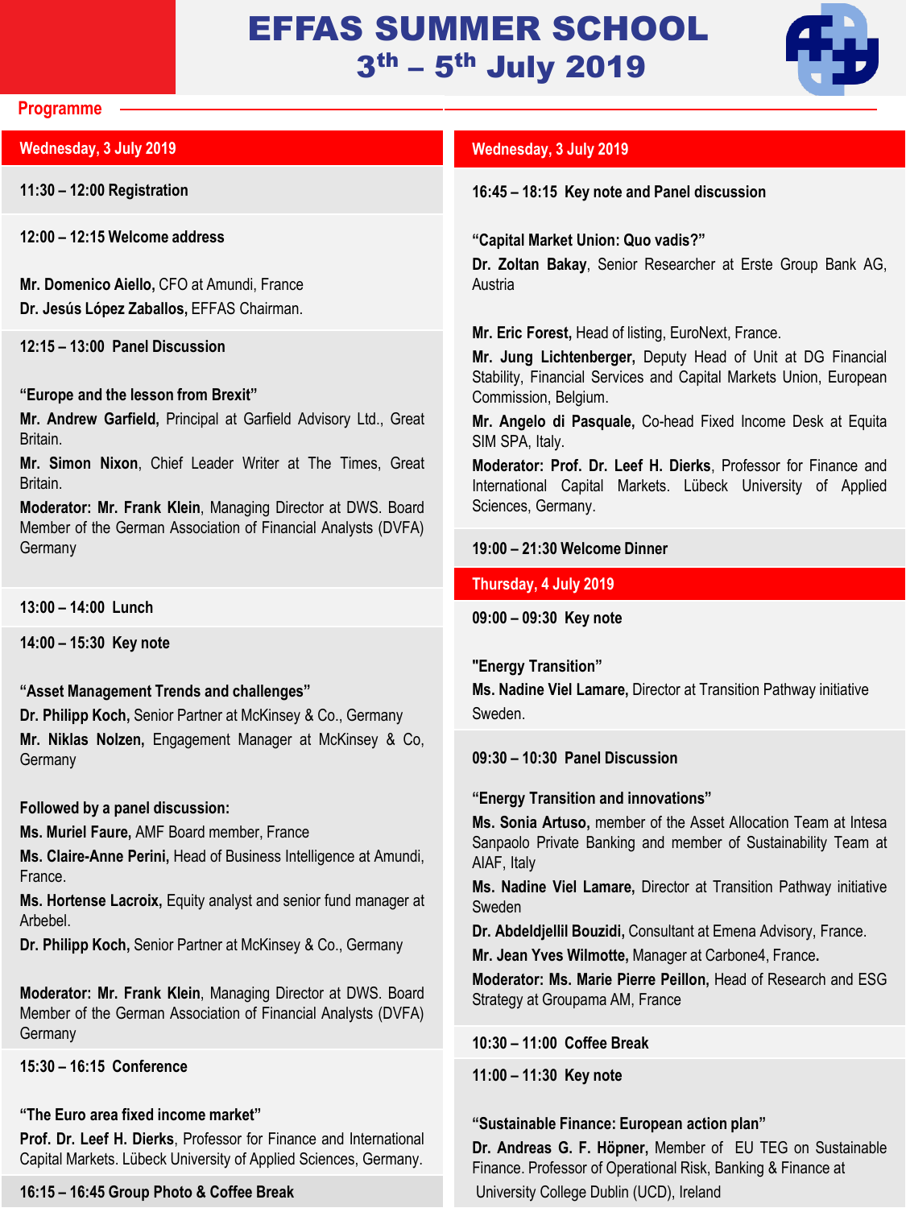# EFFAS SUMMER SCHOOL

## 3th – 5th July 2019

**Programme**

## Wednesday, 3 July 2019

**11:30 – 12:00 Registration**

**12:00 – 12:15 Welcome address**

**Mr. Domenico Aiello,** CFO at Amundi, France

**Dr. Jesús López Zaballos,** EFFAS Chairman.

**12:15 – 13:00 Panel Discussion**

**"Europe and the lesson from Brexit"**

**Mr. Andrew Garfield,** Principal at Garfield Advisory Ltd., Great Britain.

**Mr. Simon Nixon**, Chief Leader Writer at The Times, Great Britain.

**Moderator: Mr. Frank Klein**, Managing Director at DWS. Board Member of the German Association of Financial Analysts (DVFA) Germany

**13:00 – 14:00 Lunch**

**14:00 – 15:30 Key note**

**"Asset Management Trends and challenges"**

**Dr. Philipp Koch,** Senior Partner at McKinsey & Co., Germany

**Mr. Niklas Nolzen,** Engagement Manager at McKinsey & Co, Germany

**Followed by a panel discussion:**

**Ms. Muriel Faure,** AMF Board member, France

**Ms. Claire-Anne Perini,** Head of Business Intelligence at Amundi, France.

**Ms. Hortense Lacroix,** Equity analyst and senior fund manager at Arbebel.

**Dr. Philipp Koch,** Senior Partner at McKinsey & Co., Germany

**Moderator: Mr. Frank Klein**, Managing Director at DWS. Board Member of the German Association of Financial Analysts (DVFA) Germany

**15:30 – 16:15 Conference**

**"The Euro area fixed income market"**

**Prof. Dr. Leef H. Dierks**, Professor for Finance and International Capital Markets. Lübeck University of Applied Sciences, Germany.

**16:15 – 16:45 Group Photo & Coffee Break**

## Wednesday, 3 July 2019

**16:45 – 18:15 Key note and Panel discussion**

**"Capital Market Union: Quo vadis?"**

**Dr. Zoltan Bakay**, Senior Researcher at Erste Group Bank AG, Austria

**Mr. Eric Forest,** Head of listing, EuroNext, France.

**Mr. Jung Lichtenberger,** Deputy Head of Unit at DG Financial Stability, Financial Services and Capital Markets Union, European Commission, Belgium.

**Mr. Angelo di Pasquale,** Co-head Fixed Income Desk at Equita SIM SPA, Italy.

**Moderator: Prof. Dr. Leef H. Dierks**, Professor for Finance and International Capital Markets. Lübeck University of Applied Sciences, Germany.

**19:00 – 21:30 Welcome Dinner**

## Thursday, 4 July 2019

**09:00 – 09:30 Key note**

**"Energy Transition"**

**Ms. Nadine Viel Lamare,** Director at Transition Pathway initiative Sweden.

**09:30 – 10:30 Panel Discussion**

**"Energy Transition and innovations"**

**Ms. Sonia Artuso,** member of the Asset Allocation Team at Intesa Sanpaolo Private Banking and member of Sustainability Team at AIAF, Italy

**Ms. Nadine Viel Lamare,** Director at Transition Pathway initiative Sweden

**Dr. Abdeldjellil Bouzidi,** Consultant at Emena Advisory, France.

**Mr. Jean Yves Wilmotte,** Manager at Carbone4, France.

**Moderator: Ms. Marie Pierre Peillon,** Head of Research and ESG Strategy at Groupama AM, France

**10:30 – 11:00 Coffee Break**

**11:00 – 11:30 Key note**

**"Sustainable Finance: European action plan"**

**Dr. Andreas G. F. Höpner,** Member of EU TEG on Sustainable Finance. Professor of Operational Risk, Banking & Finance at University College Dublin (UCD), Ireland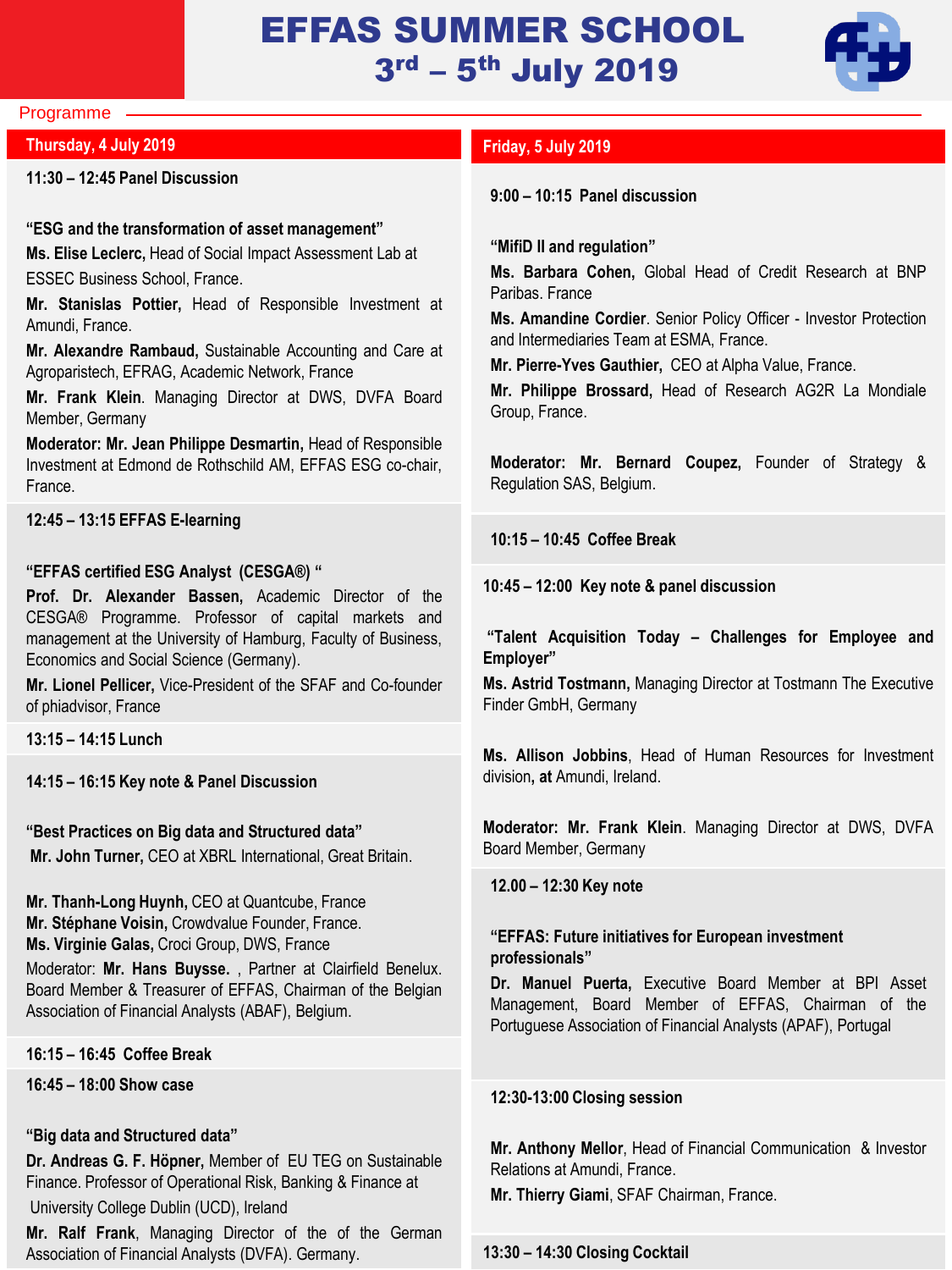# EFFAS SUMMER SCHOOL
## 3rd – 5th July 2019

Programme

## Thursday, 4 July 2019

**11:30 – 12:45 Panel Discussion**

**"ESG and the transformation of asset management"**

**Ms. Elise Leclerc,** Head of Social Impact Assessment Lab at ESSEC Business School, France.

**Mr. Stanislas Pottier,** Head of Responsible Investment at Amundi, France.

**Mr. Alexandre Rambaud,** Sustainable Accounting and Care at Agroparistech, EFRAG, Academic Network, France

**Mr. Frank Klein**. Managing Director at DWS, DVFA Board Member, Germany

**Moderator: Mr. Jean Philippe Desmartin,** Head of Responsible Investment at Edmond de Rothschild AM, EFFAS ESG co-chair, France.

**12:45 – 13:15 EFFAS E-learning**

**"EFFAS certified ESG Analyst (CESGA®) "**

**Prof. Dr. Alexander Bassen,** Academic Director of the CESGA® Programme. Professor of capital markets and management at the University of Hamburg, Faculty of Business, Economics and Social Science (Germany).

**Mr. Lionel Pellicer,** Vice-President of the SFAF and Co-founder of phiadvisor, France

**13:15 – 14:15 Lunch**

**14:15 – 16:15 Key note & Panel Discussion**

**"Best Practices on Big data and Structured data"**

**Mr. John Turner,** CEO at XBRL International, Great Britain.

**Mr. Thanh-Long Huynh,** CEO at Quantcube, France
**Mr. Stéphane Voisin,** Crowdvalue Founder, France.
**Ms. Virginie Galas,** Croci Group, DWS, France

Moderator: **Mr. Hans Buysse.** , Partner at Clairfield Benelux. Board Member & Treasurer of EFFAS, Chairman of the Belgian Association of Financial Analysts (ABAF), Belgium.

**16:15 – 16:45 Coffee Break**

**16:45 – 18:00 Show case**

**"Big data and Structured data"**

**Dr. Andreas G. F. Höpner,** Member of EU TEG on Sustainable Finance. Professor of Operational Risk, Banking & Finance at University College Dublin (UCD), Ireland

**Mr. Ralf Frank**, Managing Director of the of the German Association of Financial Analysts (DVFA). Germany.

## Friday, 5 July 2019

**9:00 – 10:15 Panel discussion**

**"MifiD II and regulation"**

**Ms. Barbara Cohen,** Global Head of Credit Research at BNP Paribas. France

**Ms. Amandine Cordier**. Senior Policy Officer - Investor Protection and Intermediaries Team at ESMA, France.

**Mr. Pierre-Yves Gauthier,** CEO at Alpha Value, France.

**Mr. Philippe Brossard,** Head of Research AG2R La Mondiale Group, France.

**Moderator: Mr. Bernard Coupez,** Founder of Strategy & Regulation SAS, Belgium.

**10:15 – 10:45 Coffee Break**

**10:45 – 12:00 Key note & panel discussion**

**"Talent Acquisition Today – Challenges for Employee and Employer"**

**Ms. Astrid Tostmann,** Managing Director at Tostmann The Executive Finder GmbH, Germany

**Ms. Allison Jobbins**, Head of Human Resources for Investment division**, at** Amundi, Ireland.

**Moderator: Mr. Frank Klein**. Managing Director at DWS, DVFA Board Member, Germany

**12.00 – 12:30 Key note**

**"EFFAS: Future initiatives for European investment professionals"**

**Dr. Manuel Puerta,** Executive Board Member at BPI Asset Management, Board Member of EFFAS, Chairman of the Portuguese Association of Financial Analysts (APAF), Portugal

**12:30-13:00 Closing session**

**Mr. Anthony Mellor**, Head of Financial Communication & Investor Relations at Amundi, France.

**Mr. Thierry Giami**, SFAF Chairman, France.

**13:30 – 14:30 Closing Cocktail**